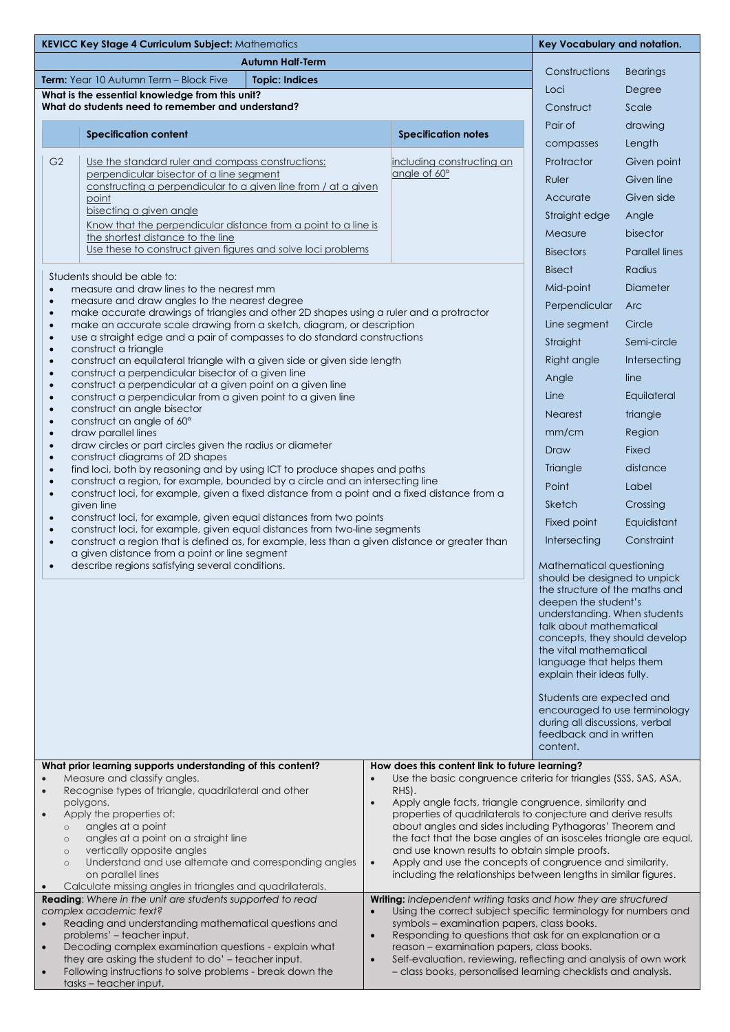**KEVICC Key Stage 4 Curriculum Subject:** Mathematics

**Autumn Half-Term**

**Term:** Year 10 Autumn Term – Block Five | **Topic: Indices**

**What is the essential knowledge from this unit?**
**What do students need to remember and understand?**

| | Specification content | Specification notes |
|---|---|---|
| G2 | Use the standard ruler and compass constructions: perpendicular bisector of a line segment constructing a perpendicular to a given line from / at a given point bisecting a given angle Know that the perpendicular distance from a point to a line is the shortest distance to the line Use these to construct given figures and solve loci problems | including constructing an angle of 60° |

Students should be able to:

- measure and draw lines to the nearest mm
- measure and draw angles to the nearest degree
- make accurate drawings of triangles and other 2D shapes using a ruler and a protractor
- make an accurate scale drawing from a sketch, diagram, or description
- use a straight edge and a pair of compasses to do standard constructions
- construct a triangle
- construct an equilateral triangle with a given side or given side length
- construct a perpendicular bisector of a given line
- construct a perpendicular at a given point on a given line
- construct a perpendicular from a given point to a given line
- construct an angle bisector
- construct an angle of 60°
- draw parallel lines
- draw circles or part circles given the radius or diameter
- construct diagrams of 2D shapes
- find loci, both by reasoning and by using ICT to produce shapes and paths
- construct a region, for example, bounded by a circle and an intersecting line
- construct loci, for example, given a fixed distance from a point and a fixed distance from a given line
- construct loci, for example, given equal distances from two points
- construct loci, for example, given equal distances from two-line segments
- construct a region that is defined as, for example, less than a given distance or greater than a given distance from a point or line segment
- describe regions satisfying several conditions.

**Key Vocabulary and notation.**

| | |
|---|---|
| Constructions | Bearings |
| Loci | Degree |
| Construct | Scale |
| Pair of compasses | drawing |
| Protractor | Length |
| Ruler | Given point |
| Accurate | Given line |
| Straight edge | Given side |
| Measure | Angle bisector |
| Bisectors | Parallel lines |
| Bisect | Radius |
| Mid-point | Diameter |
| Perpendicular | Arc |
| Line segment | Circle |
| Straight | Semi-circle |
| Right angle | Intersecting line |
| Angle | Equilateral triangle |
| Line | Region |
| Nearest | Fixed distance |
| mm/cm | Label |
| Draw | Crossing |
| Triangle | Equidistant |
| Point | Constraint |
| Sketch | |
| Fixed point | |
| Intersecting | |

Mathematical questioning should be designed to unpick the structure of the maths and deepen the student's understanding. When students talk about mathematical concepts, they should develop the vital mathematical language that helps them explain their ideas fully.

Students are expected and encouraged to use terminology during all discussions, verbal feedback and in written content.

**What prior learning supports understanding of this content?**

- Measure and classify angles.
- Recognise types of triangle, quadrilateral and other polygons.
- Apply the properties of:
  - angles at a point
  - angles at a point on a straight line
  - vertically opposite angles
  - Understand and use alternate and corresponding angles on parallel lines
- Calculate missing angles in triangles and quadrilaterals.

**How does this content link to future learning?**

- Use the basic congruence criteria for triangles (SSS, SAS, ASA, RHS).
- Apply angle facts, triangle congruence, similarity and properties of quadrilaterals to conjecture and derive results about angles and sides including Pythagoras' Theorem and the fact that the base angles of an isosceles triangle are equal, and use known results to obtain simple proofs.
- Apply and use the concepts of congruence and similarity, including the relationships between lengths in similar figures.

**Reading**: *Where in the unit are students supported to read complex academic text?*

- Reading and understanding mathematical questions and problems' – teacher input.
- Decoding complex examination questions - explain what they are asking the student to do' – teacher input.
- Following instructions to solve problems - break down the tasks – teacher input.

**Writing:** *Independent writing tasks and how they are structured*

- Using the correct subject specific terminology for numbers and symbols – examination papers, class books.
- Responding to questions that ask for an explanation or a reason – examination papers, class books.
- Self-evaluation, reviewing, reflecting and analysis of own work – class books, personalised learning checklists and analysis.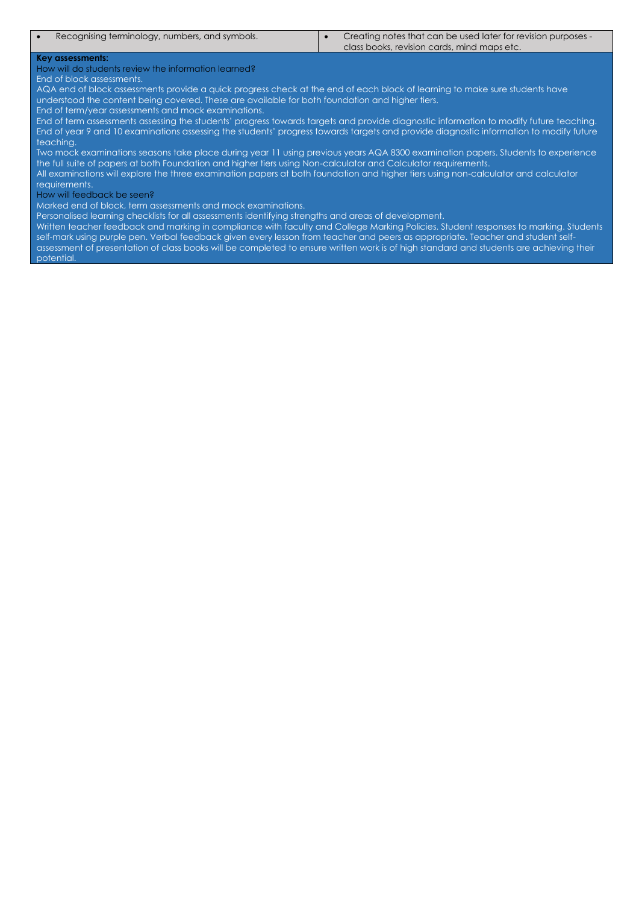| | |
|---|---|
| • Recognising terminology, numbers, and symbols. | • Creating notes that can be used later for revision purposes - class books, revision cards, mind maps etc. |

**Key assessments:**

How will do students review the information learned?

End of block assessments.

AQA end of block assessments provide a quick progress check at the end of each block of learning to make sure students have understood the content being covered. These are available for both foundation and higher tiers.

End of term/year assessments and mock examinations.

End of term assessments assessing the students' progress towards targets and provide diagnostic information to modify future teaching. End of year 9 and 10 examinations assessing the students' progress towards targets and provide diagnostic information to modify future teaching.

Two mock examinations seasons take place during year 11 using previous years AQA 8300 examination papers. Students to experience the full suite of papers at both Foundation and higher tiers using Non-calculator and Calculator requirements.

All examinations will explore the three examination papers at both foundation and higher tiers using non-calculator and calculator requirements.

How will feedback be seen?

Marked end of block, term assessments and mock examinations.

Personalised learning checklists for all assessments identifying strengths and areas of development.

Written teacher feedback and marking in compliance with faculty and College Marking Policies. Student responses to marking. Students self-mark using purple pen. Verbal feedback given every lesson from teacher and peers as appropriate. Teacher and student self-assessment of presentation of class books will be completed to ensure written work is of high standard and students are achieving their potential.